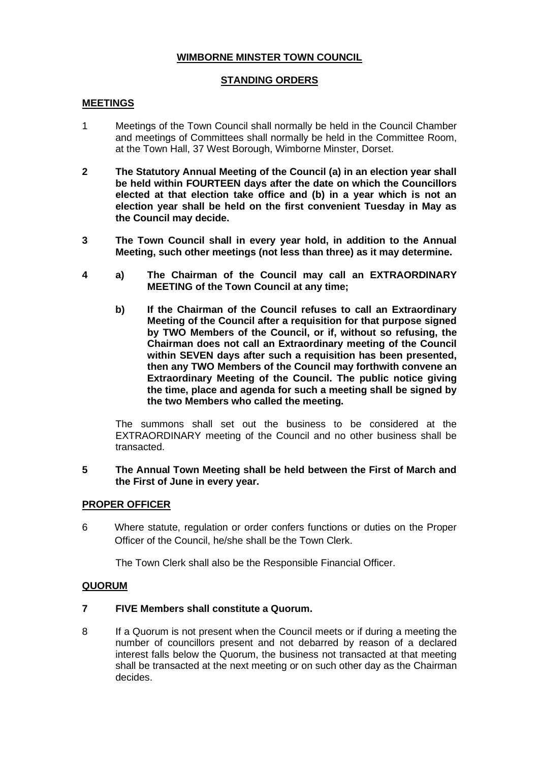# WIMBORNE MINSTER TOWN COUNCIL

## STANDING ORDERS

### MEETINGS

1 Meetings of the Town Council shall normally be held in the Council Chamber and meetings of Committees shall normally be held in the Committee Room, at the Town Hall, 37 West Borough, Wimborne Minster, Dorset.

**2 The Statutory Annual Meeting of the Council (a) in an election year shall be held within FOURTEEN days after the date on which the Councillors elected at that election take office and (b) in a year which is not an election year shall be held on the first convenient Tuesday in May as the Council may decide.**

**3 The Town Council shall in every year hold, in addition to the Annual Meeting, such other meetings (not less than three) as it may determine.**

**4 a) The Chairman of the Council may call an EXTRAORDINARY MEETING of the Town Council at any time;**

**b) If the Chairman of the Council refuses to call an Extraordinary Meeting of the Council after a requisition for that purpose signed by TWO Members of the Council, or if, without so refusing, the Chairman does not call an Extraordinary meeting of the Council within SEVEN days after such a requisition has been presented, then any TWO Members of the Council may forthwith convene an Extraordinary Meeting of the Council. The public notice giving the time, place and agenda for such a meeting shall be signed by the two Members who called the meeting.**

The summons shall set out the business to be considered at the EXTRAORDINARY meeting of the Council and no other business shall be transacted.

**5 The Annual Town Meeting shall be held between the First of March and the First of June in every year.**

### PROPER OFFICER

6 Where statute, regulation or order confers functions or duties on the Proper Officer of the Council, he/she shall be the Town Clerk.

The Town Clerk shall also be the Responsible Financial Officer.

### QUORUM

**7 FIVE Members shall constitute a Quorum.**

8 If a Quorum is not present when the Council meets or if during a meeting the number of councillors present and not debarred by reason of a declared interest falls below the Quorum, the business not transacted at that meeting shall be transacted at the next meeting or on such other day as the Chairman decides.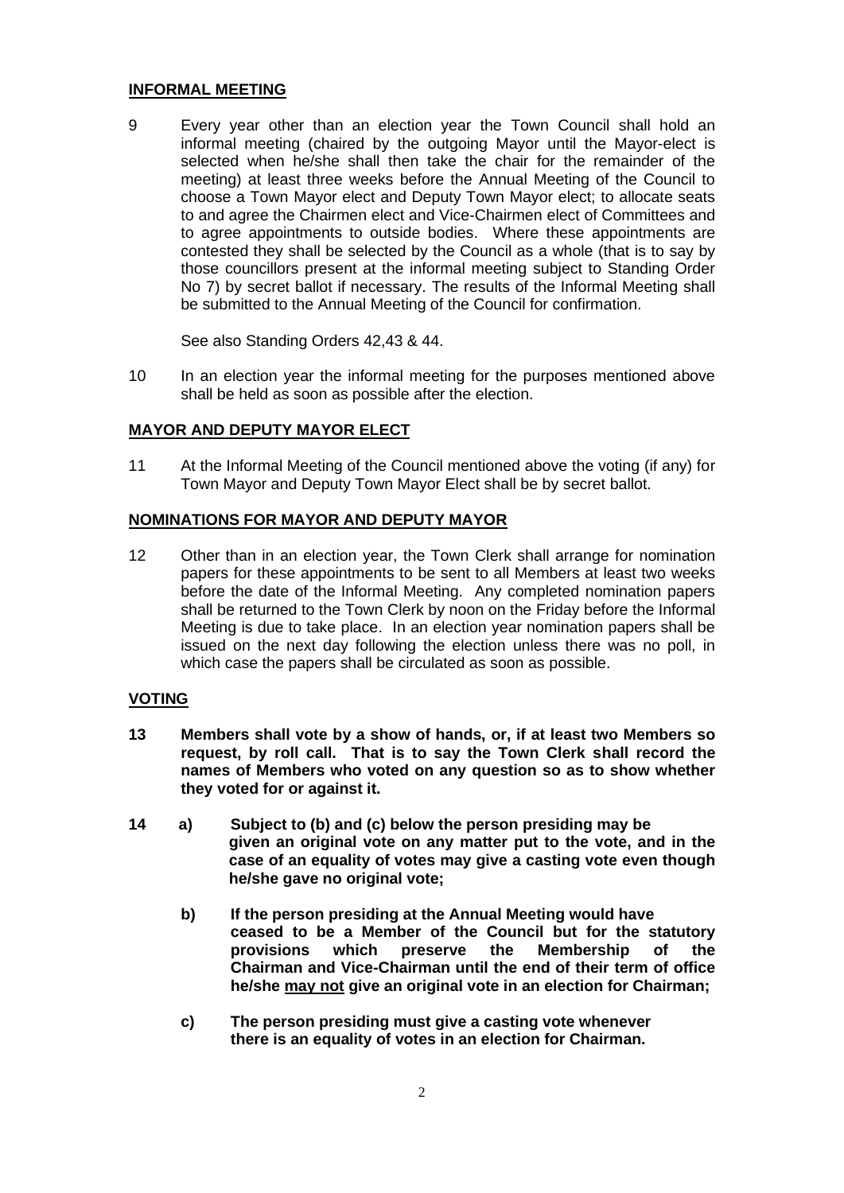## INFORMAL MEETING

9 Every year other than an election year the Town Council shall hold an informal meeting (chaired by the outgoing Mayor until the Mayor-elect is selected when he/she shall then take the chair for the remainder of the meeting) at least three weeks before the Annual Meeting of the Council to choose a Town Mayor elect and Deputy Town Mayor elect; to allocate seats to and agree the Chairmen elect and Vice-Chairmen elect of Committees and to agree appointments to outside bodies. Where these appointments are contested they shall be selected by the Council as a whole (that is to say by those councillors present at the informal meeting subject to Standing Order No 7) by secret ballot if necessary. The results of the Informal Meeting shall be submitted to the Annual Meeting of the Council for confirmation.

See also Standing Orders 42,43 & 44.

10 In an election year the informal meeting for the purposes mentioned above shall be held as soon as possible after the election.

## MAYOR AND DEPUTY MAYOR ELECT

11 At the Informal Meeting of the Council mentioned above the voting (if any) for Town Mayor and Deputy Town Mayor Elect shall be by secret ballot.

## NOMINATIONS FOR MAYOR AND DEPUTY MAYOR

12 Other than in an election year, the Town Clerk shall arrange for nomination papers for these appointments to be sent to all Members at least two weeks before the date of the Informal Meeting. Any completed nomination papers shall be returned to the Town Clerk by noon on the Friday before the Informal Meeting is due to take place. In an election year nomination papers shall be issued on the next day following the election unless there was no poll, in which case the papers shall be circulated as soon as possible.

## VOTING

**13 Members shall vote by a show of hands, or, if at least two Members so request, by roll call. That is to say the Town Clerk shall record the names of Members who voted on any question so as to show whether they voted for or against it.**

**14 a) Subject to (b) and (c) below the person presiding may be given an original vote on any matter put to the vote, and in the case of an equality of votes may give a casting vote even though he/she gave no original vote;**

**b) If the person presiding at the Annual Meeting would have ceased to be a Member of the Council but for the statutory provisions which preserve the Membership of the Chairman and Vice-Chairman until the end of their term of office he/she <u>may not</u> give an original vote in an election for Chairman;**

**c) The person presiding must give a casting vote whenever there is an equality of votes in an election for Chairman.**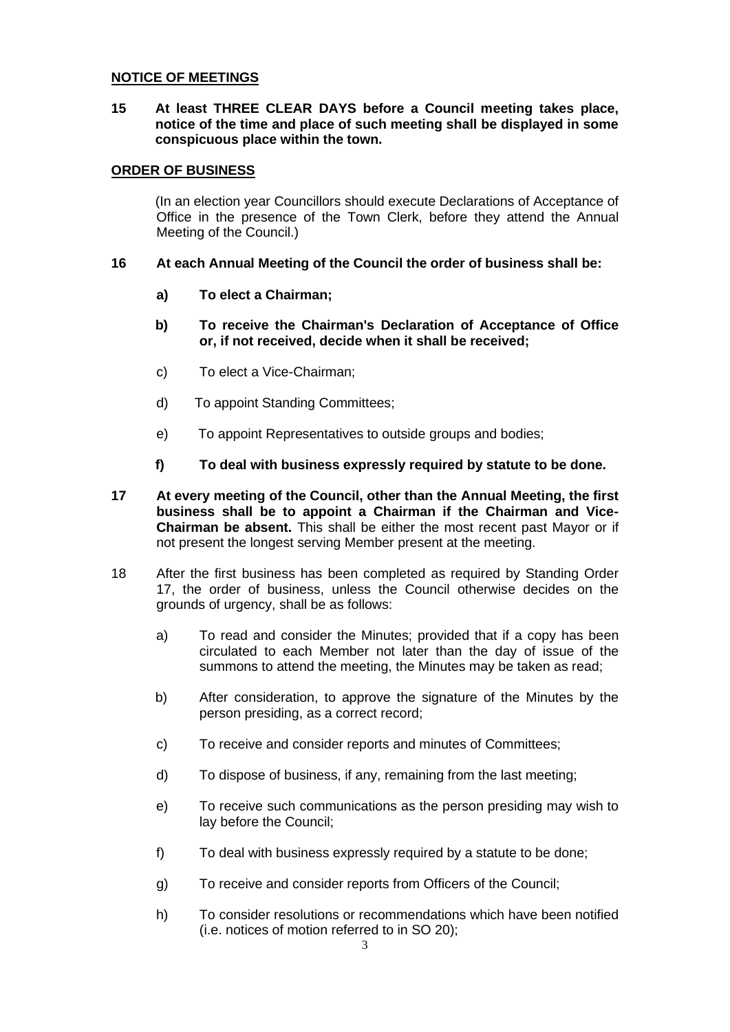## NOTICE OF MEETINGS

**15 At least THREE CLEAR DAYS before a Council meeting takes place, notice of the time and place of such meeting shall be displayed in some conspicuous place within the town.**

## ORDER OF BUSINESS

(In an election year Councillors should execute Declarations of Acceptance of Office in the presence of the Town Clerk, before they attend the Annual Meeting of the Council.)

**16 At each Annual Meeting of the Council the order of business shall be:**

- **a) To elect a Chairman;**
- **b) To receive the Chairman's Declaration of Acceptance of Office or, if not received, decide when it shall be received;**
- c) To elect a Vice-Chairman;
- d) To appoint Standing Committees;
- e) To appoint Representatives to outside groups and bodies;
- **f) To deal with business expressly required by statute to be done.**

**17 At every meeting of the Council, other than the Annual Meeting, the first business shall be to appoint a Chairman if the Chairman and Vice-Chairman be absent.** This shall be either the most recent past Mayor or if not present the longest serving Member present at the meeting.

18 After the first business has been completed as required by Standing Order 17, the order of business, unless the Council otherwise decides on the grounds of urgency, shall be as follows:

- a) To read and consider the Minutes; provided that if a copy has been circulated to each Member not later than the day of issue of the summons to attend the meeting, the Minutes may be taken as read;
- b) After consideration, to approve the signature of the Minutes by the person presiding, as a correct record;
- c) To receive and consider reports and minutes of Committees;
- d) To dispose of business, if any, remaining from the last meeting;
- e) To receive such communications as the person presiding may wish to lay before the Council;
- f) To deal with business expressly required by a statute to be done;
- g) To receive and consider reports from Officers of the Council;
- h) To consider resolutions or recommendations which have been notified (i.e. notices of motion referred to in SO 20);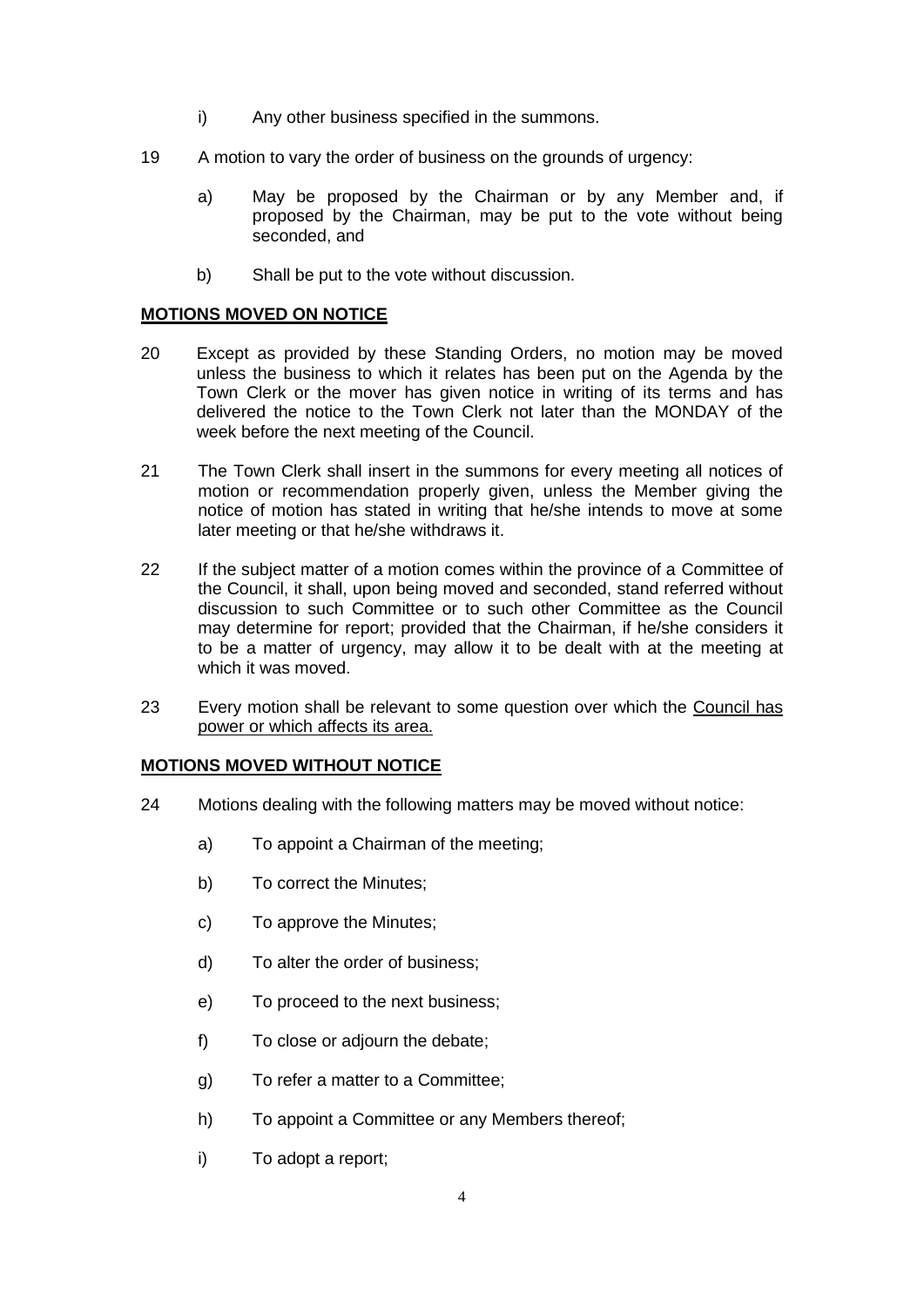i) Any other business specified in the summons.

19 A motion to vary the order of business on the grounds of urgency:

a) May be proposed by the Chairman or by any Member and, if proposed by the Chairman, may be put to the vote without being seconded, and

b) Shall be put to the vote without discussion.

**MOTIONS MOVED ON NOTICE**

20 Except as provided by these Standing Orders, no motion may be moved unless the business to which it relates has been put on the Agenda by the Town Clerk or the mover has given notice in writing of its terms and has delivered the notice to the Town Clerk not later than the MONDAY of the week before the next meeting of the Council.

21 The Town Clerk shall insert in the summons for every meeting all notices of motion or recommendation properly given, unless the Member giving the notice of motion has stated in writing that he/she intends to move at some later meeting or that he/she withdraws it.

22 If the subject matter of a motion comes within the province of a Committee of the Council, it shall, upon being moved and seconded, stand referred without discussion to such Committee or to such other Committee as the Council may determine for report; provided that the Chairman, if he/she considers it to be a matter of urgency, may allow it to be dealt with at the meeting at which it was moved.

23 Every motion shall be relevant to some question over which the Council has power or which affects its area.

**MOTIONS MOVED WITHOUT NOTICE**

24 Motions dealing with the following matters may be moved without notice:

a) To appoint a Chairman of the meeting;

b) To correct the Minutes;

c) To approve the Minutes;

d) To alter the order of business;

e) To proceed to the next business;

f) To close or adjourn the debate;

g) To refer a matter to a Committee;

h) To appoint a Committee or any Members thereof;

i) To adopt a report;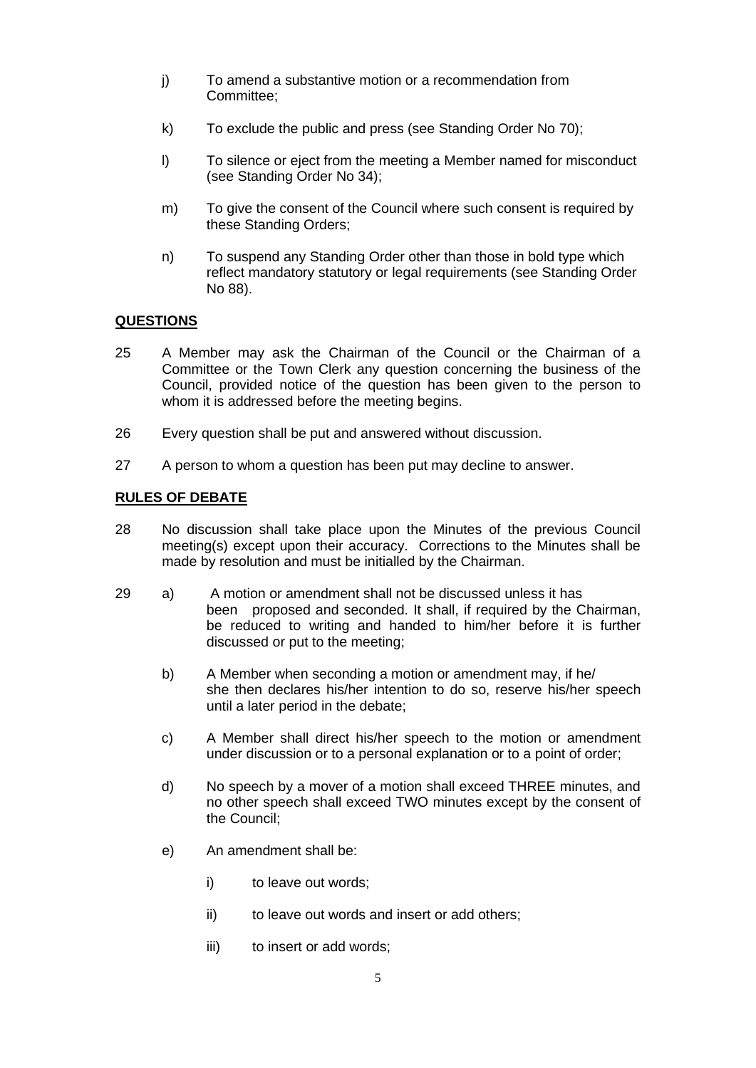j) To amend a substantive motion or a recommendation from Committee;

k) To exclude the public and press (see Standing Order No 70);

l) To silence or eject from the meeting a Member named for misconduct (see Standing Order No 34);

m) To give the consent of the Council where such consent is required by these Standing Orders;

n) To suspend any Standing Order other than those in bold type which reflect mandatory statutory or legal requirements (see Standing Order No 88).

## QUESTIONS

25 A Member may ask the Chairman of the Council or the Chairman of a Committee or the Town Clerk any question concerning the business of the Council, provided notice of the question has been given to the person to whom it is addressed before the meeting begins.

26 Every question shall be put and answered without discussion.

27 A person to whom a question has been put may decline to answer.

## RULES OF DEBATE

28 No discussion shall take place upon the Minutes of the previous Council meeting(s) except upon their accuracy. Corrections to the Minutes shall be made by resolution and must be initialled by the Chairman.

29 a) A motion or amendment shall not be discussed unless it has been proposed and seconded. It shall, if required by the Chairman, be reduced to writing and handed to him/her before it is further discussed or put to the meeting;

b) A Member when seconding a motion or amendment may, if he/she then declares his/her intention to do so, reserve his/her speech until a later period in the debate;

c) A Member shall direct his/her speech to the motion or amendment under discussion or to a personal explanation or to a point of order;

d) No speech by a mover of a motion shall exceed THREE minutes, and no other speech shall exceed TWO minutes except by the consent of the Council;

e) An amendment shall be:

i) to leave out words;

ii) to leave out words and insert or add others;

iii) to insert or add words;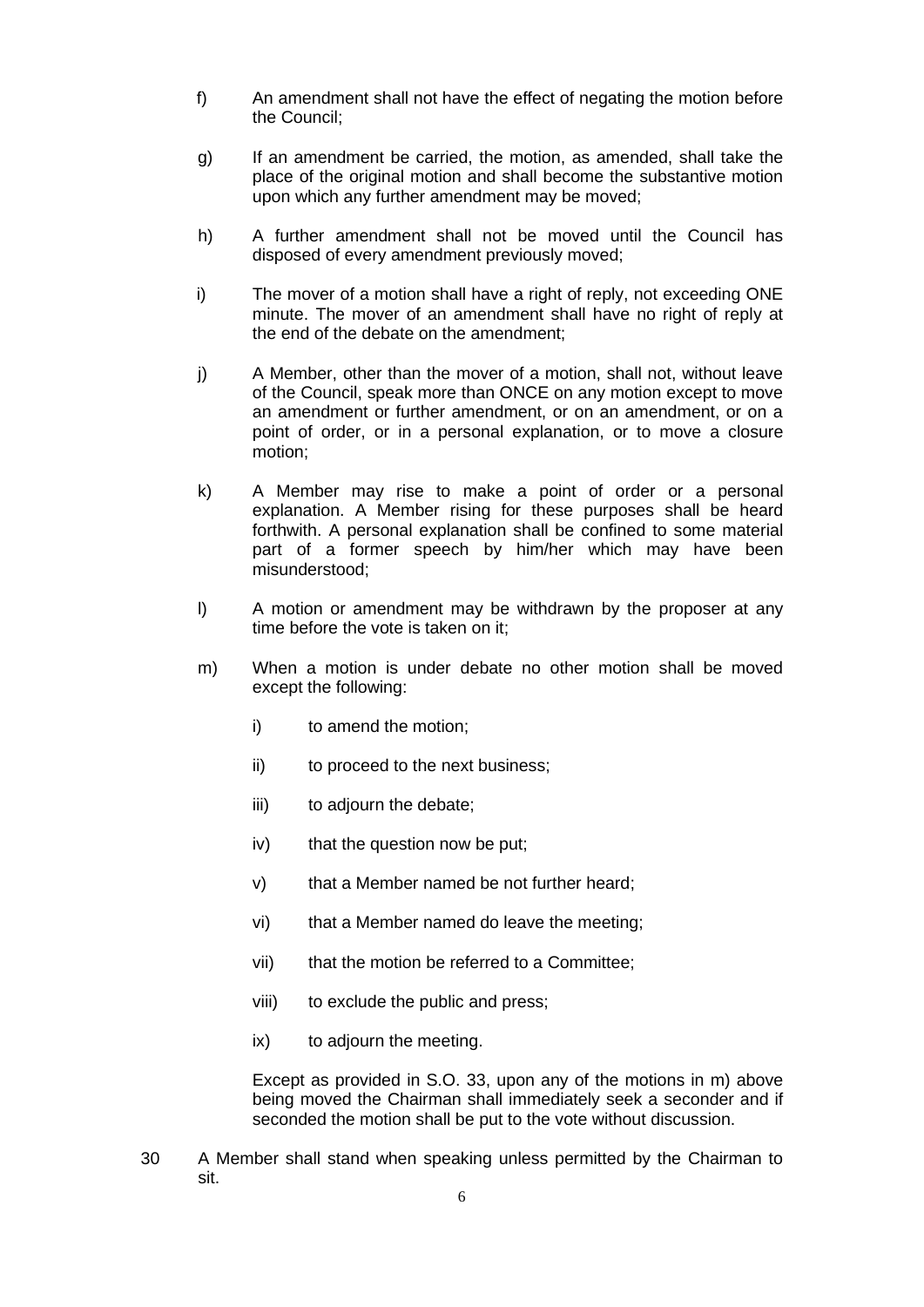f) An amendment shall not have the effect of negating the motion before the Council;

g) If an amendment be carried, the motion, as amended, shall take the place of the original motion and shall become the substantive motion upon which any further amendment may be moved;

h) A further amendment shall not be moved until the Council has disposed of every amendment previously moved;

i) The mover of a motion shall have a right of reply, not exceeding ONE minute. The mover of an amendment shall have no right of reply at the end of the debate on the amendment;

j) A Member, other than the mover of a motion, shall not, without leave of the Council, speak more than ONCE on any motion except to move an amendment or further amendment, or on an amendment, or on a point of order, or in a personal explanation, or to move a closure motion;

k) A Member may rise to make a point of order or a personal explanation. A Member rising for these purposes shall be heard forthwith. A personal explanation shall be confined to some material part of a former speech by him/her which may have been misunderstood;

l) A motion or amendment may be withdrawn by the proposer at any time before the vote is taken on it;

m) When a motion is under debate no other motion shall be moved except the following:

   i) to amend the motion;

   ii) to proceed to the next business;

   iii) to adjourn the debate;

   iv) that the question now be put;

   v) that a Member named be not further heard;

   vi) that a Member named do leave the meeting;

   vii) that the motion be referred to a Committee;

   viii) to exclude the public and press;

   ix) to adjourn the meeting.

   Except as provided in S.O. 33, upon any of the motions in m) above being moved the Chairman shall immediately seek a seconder and if seconded the motion shall be put to the vote without discussion.

30 A Member shall stand when speaking unless permitted by the Chairman to sit.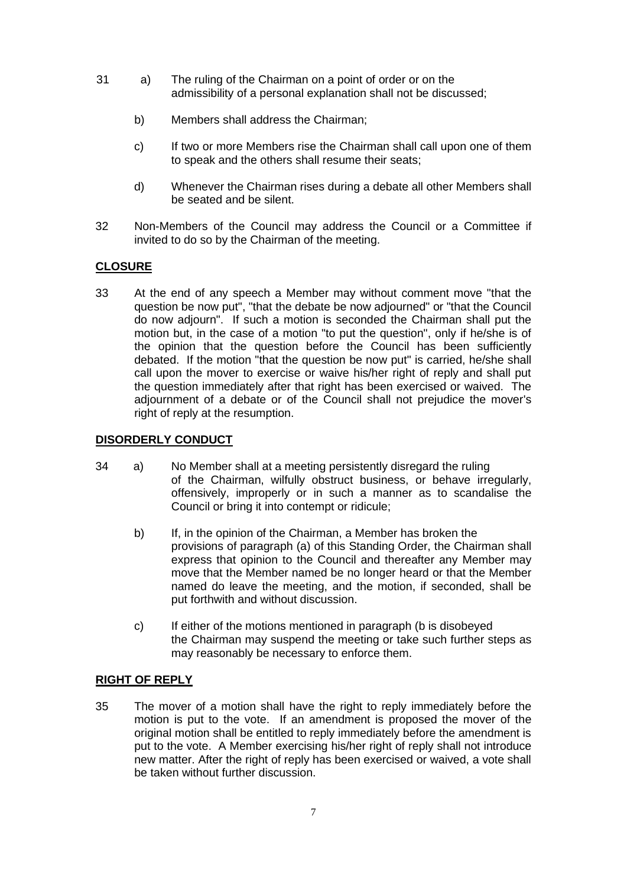31 a) The ruling of the Chairman on a point of order or on the admissibility of a personal explanation shall not be discussed;

b) Members shall address the Chairman;

c) If two or more Members rise the Chairman shall call upon one of them to speak and the others shall resume their seats;

d) Whenever the Chairman rises during a debate all other Members shall be seated and be silent.

32 Non-Members of the Council may address the Council or a Committee if invited to do so by the Chairman of the meeting.

**CLOSURE**

33 At the end of any speech a Member may without comment move "that the question be now put", "that the debate be now adjourned" or "that the Council do now adjourn". If such a motion is seconded the Chairman shall put the motion but, in the case of a motion "to put the question", only if he/she is of the opinion that the question before the Council has been sufficiently debated. If the motion "that the question be now put" is carried, he/she shall call upon the mover to exercise or waive his/her right of reply and shall put the question immediately after that right has been exercised or waived. The adjournment of a debate or of the Council shall not prejudice the mover's right of reply at the resumption.

**DISORDERLY CONDUCT**

34 a) No Member shall at a meeting persistently disregard the ruling of the Chairman, wilfully obstruct business, or behave irregularly, offensively, improperly or in such a manner as to scandalise the Council or bring it into contempt or ridicule;

b) If, in the opinion of the Chairman, a Member has broken the provisions of paragraph (a) of this Standing Order, the Chairman shall express that opinion to the Council and thereafter any Member may move that the Member named be no longer heard or that the Member named do leave the meeting, and the motion, if seconded, shall be put forthwith and without discussion.

c) If either of the motions mentioned in paragraph (b is disobeyed the Chairman may suspend the meeting or take such further steps as may reasonably be necessary to enforce them.

**RIGHT OF REPLY**

35 The mover of a motion shall have the right to reply immediately before the motion is put to the vote. If an amendment is proposed the mover of the original motion shall be entitled to reply immediately before the amendment is put to the vote. A Member exercising his/her right of reply shall not introduce new matter. After the right of reply has been exercised or waived, a vote shall be taken without further discussion.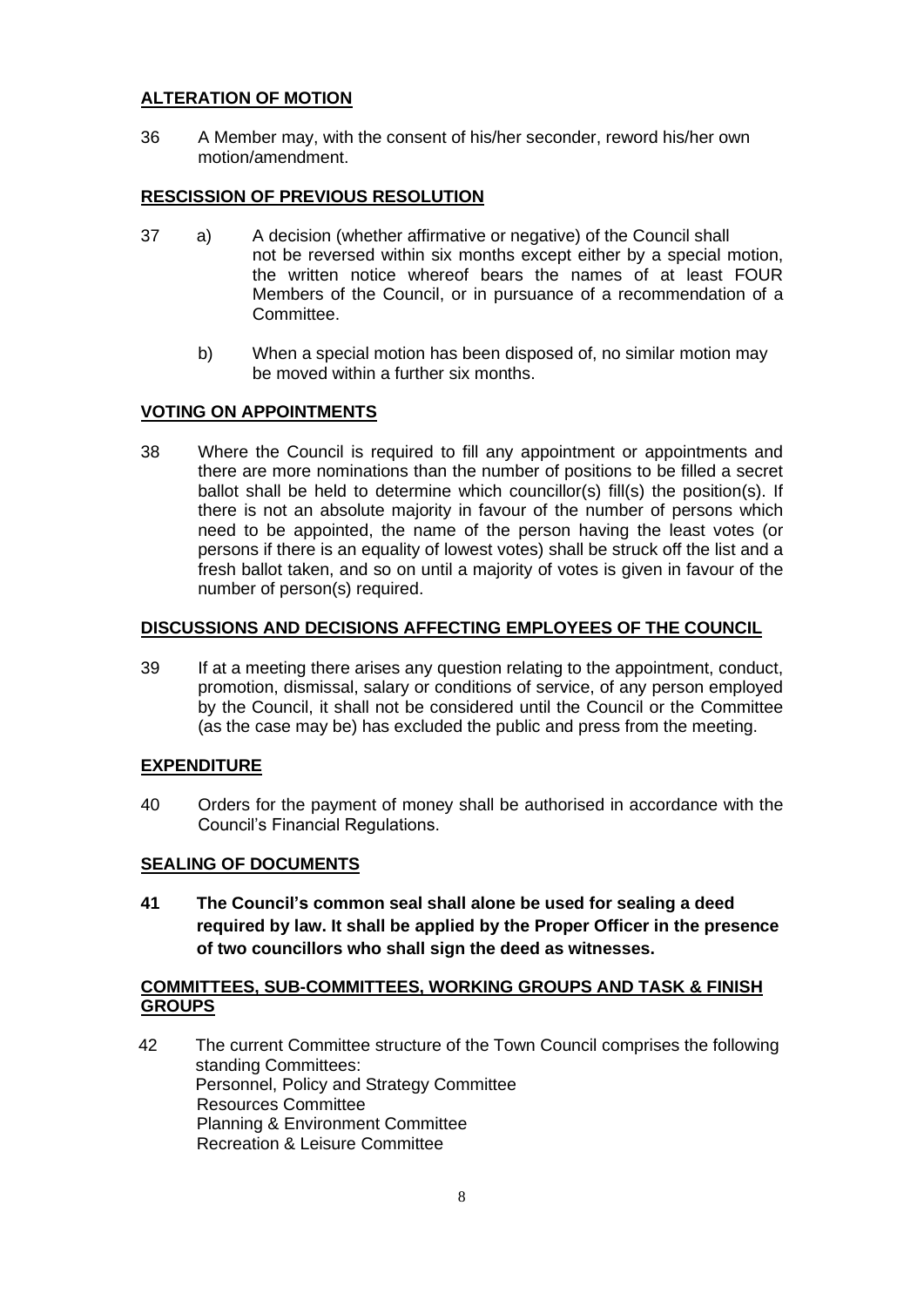**ALTERATION OF MOTION**

36 A Member may, with the consent of his/her seconder, reword his/her own motion/amendment.

**RESCISSION OF PREVIOUS RESOLUTION**

37 a) A decision (whether affirmative or negative) of the Council shall not be reversed within six months except either by a special motion, the written notice whereof bears the names of at least FOUR Members of the Council, or in pursuance of a recommendation of a Committee.

b) When a special motion has been disposed of, no similar motion may be moved within a further six months.

**VOTING ON APPOINTMENTS**

38 Where the Council is required to fill any appointment or appointments and there are more nominations than the number of positions to be filled a secret ballot shall be held to determine which councillor(s) fill(s) the position(s). If there is not an absolute majority in favour of the number of persons which need to be appointed, the name of the person having the least votes (or persons if there is an equality of lowest votes) shall be struck off the list and a fresh ballot taken, and so on until a majority of votes is given in favour of the number of person(s) required.

**DISCUSSIONS AND DECISIONS AFFECTING EMPLOYEES OF THE COUNCIL**

39 If at a meeting there arises any question relating to the appointment, conduct, promotion, dismissal, salary or conditions of service, of any person employed by the Council, it shall not be considered until the Council or the Committee (as the case may be) has excluded the public and press from the meeting.

**EXPENDITURE**

40 Orders for the payment of money shall be authorised in accordance with the Council's Financial Regulations.

**SEALING OF DOCUMENTS**

**41 The Council's common seal shall alone be used for sealing a deed required by law. It shall be applied by the Proper Officer in the presence of two councillors who shall sign the deed as witnesses.**

**COMMITTEES, SUB-COMMITTEES, WORKING GROUPS AND TASK & FINISH GROUPS**

42 The current Committee structure of the Town Council comprises the following standing Committees:
Personnel, Policy and Strategy Committee
Resources Committee
Planning & Environment Committee
Recreation & Leisure Committee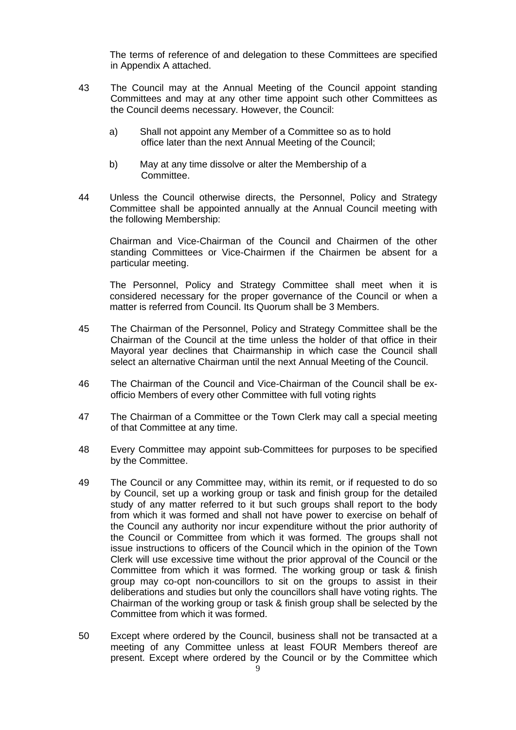The terms of reference of and delegation to these Committees are specified in Appendix A attached.

43 The Council may at the Annual Meeting of the Council appoint standing Committees and may at any other time appoint such other Committees as the Council deems necessary. However, the Council:

   a) Shall not appoint any Member of a Committee so as to hold office later than the next Annual Meeting of the Council;

   b) May at any time dissolve or alter the Membership of a Committee.

44 Unless the Council otherwise directs, the Personnel, Policy and Strategy Committee shall be appointed annually at the Annual Council meeting with the following Membership:

   Chairman and Vice-Chairman of the Council and Chairmen of the other standing Committees or Vice-Chairmen if the Chairmen be absent for a particular meeting.

   The Personnel, Policy and Strategy Committee shall meet when it is considered necessary for the proper governance of the Council or when a matter is referred from Council. Its Quorum shall be 3 Members.

45 The Chairman of the Personnel, Policy and Strategy Committee shall be the Chairman of the Council at the time unless the holder of that office in their Mayoral year declines that Chairmanship in which case the Council shall select an alternative Chairman until the next Annual Meeting of the Council.

46 The Chairman of the Council and Vice-Chairman of the Council shall be ex-officio Members of every other Committee with full voting rights

47 The Chairman of a Committee or the Town Clerk may call a special meeting of that Committee at any time.

48 Every Committee may appoint sub-Committees for purposes to be specified by the Committee.

49 The Council or any Committee may, within its remit, or if requested to do so by Council, set up a working group or task and finish group for the detailed study of any matter referred to it but such groups shall report to the body from which it was formed and shall not have power to exercise on behalf of the Council any authority nor incur expenditure without the prior authority of the Council or Committee from which it was formed. The groups shall not issue instructions to officers of the Council which in the opinion of the Town Clerk will use excessive time without the prior approval of the Council or the Committee from which it was formed. The working group or task & finish group may co-opt non-councillors to sit on the groups to assist in their deliberations and studies but only the councillors shall have voting rights. The Chairman of the working group or task & finish group shall be selected by the Committee from which it was formed.

50 Except where ordered by the Council, business shall not be transacted at a meeting of any Committee unless at least FOUR Members thereof are present. Except where ordered by the Council or by the Committee which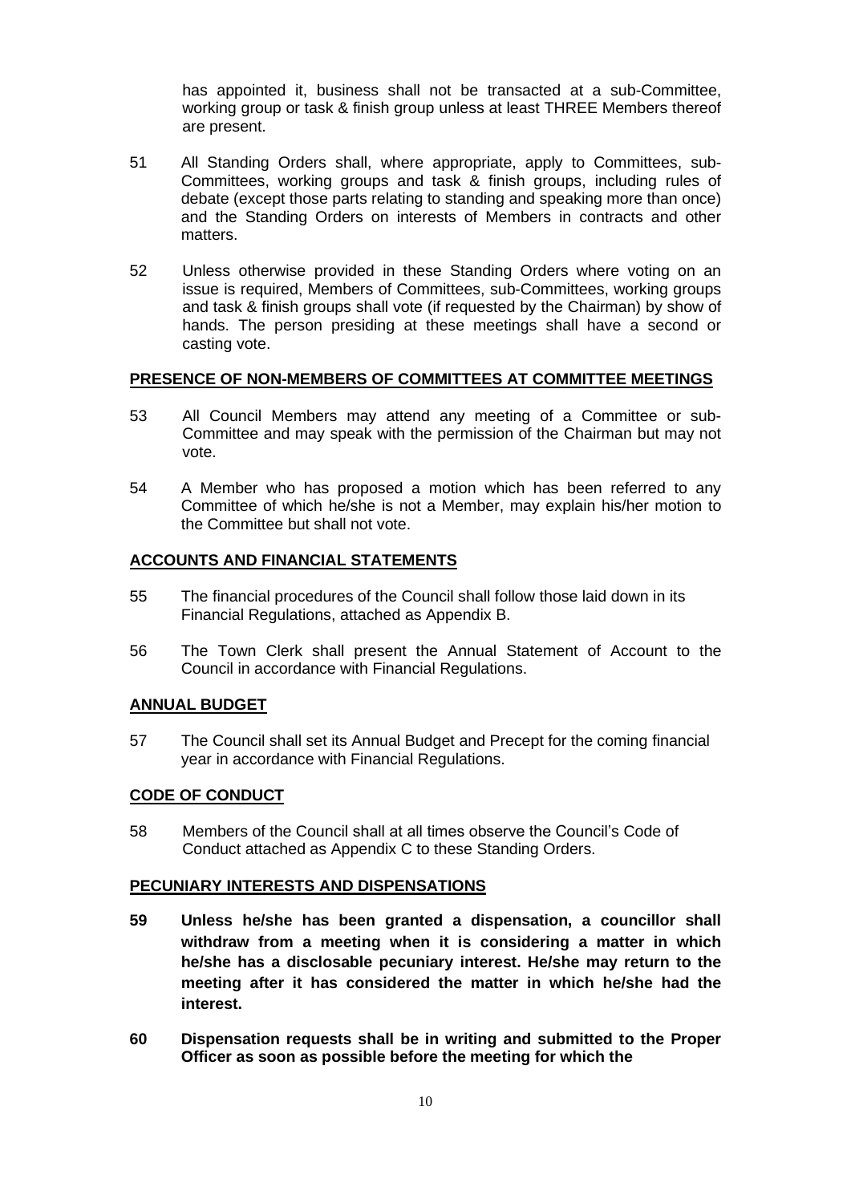has appointed it, business shall not be transacted at a sub-Committee, working group or task & finish group unless at least THREE Members thereof are present.

51 All Standing Orders shall, where appropriate, apply to Committees, sub-Committees, working groups and task & finish groups, including rules of debate (except those parts relating to standing and speaking more than once) and the Standing Orders on interests of Members in contracts and other matters.

52 Unless otherwise provided in these Standing Orders where voting on an issue is required, Members of Committees, sub-Committees, working groups and task & finish groups shall vote (if requested by the Chairman) by show of hands. The person presiding at these meetings shall have a second or casting vote.

## PRESENCE OF NON-MEMBERS OF COMMITTEES AT COMMITTEE MEETINGS

53 All Council Members may attend any meeting of a Committee or sub-Committee and may speak with the permission of the Chairman but may not vote.

54 A Member who has proposed a motion which has been referred to any Committee of which he/she is not a Member, may explain his/her motion to the Committee but shall not vote.

## ACCOUNTS AND FINANCIAL STATEMENTS

55 The financial procedures of the Council shall follow those laid down in its Financial Regulations, attached as Appendix B.

56 The Town Clerk shall present the Annual Statement of Account to the Council in accordance with Financial Regulations.

## ANNUAL BUDGET

57 The Council shall set its Annual Budget and Precept for the coming financial year in accordance with Financial Regulations.

## CODE OF CONDUCT

58 Members of the Council shall at all times observe the Council's Code of Conduct attached as Appendix C to these Standing Orders.

## PECUNIARY INTERESTS AND DISPENSATIONS

**59 Unless he/she has been granted a dispensation, a councillor shall withdraw from a meeting when it is considering a matter in which he/she has a disclosable pecuniary interest. He/she may return to the meeting after it has considered the matter in which he/she had the interest.**

**60 Dispensation requests shall be in writing and submitted to the Proper Officer as soon as possible before the meeting for which the**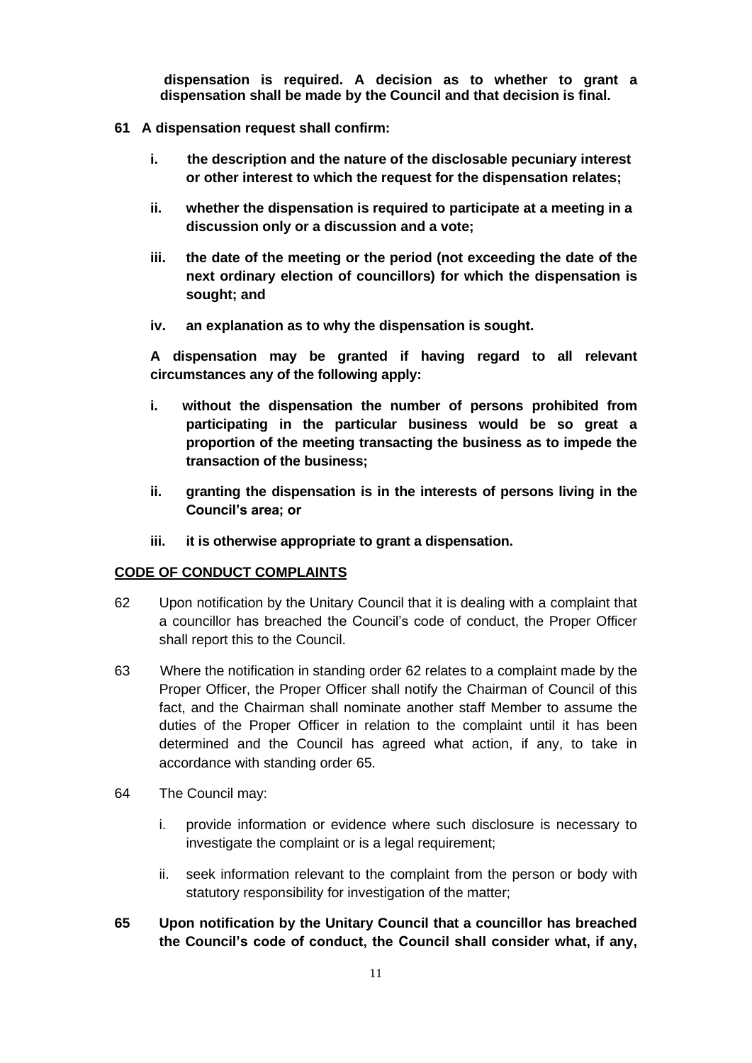**dispensation is required. A decision as to whether to grant a dispensation shall be made by the Council and that decision is final.**

**61 A dispensation request shall confirm:**

- **i. the description and the nature of the disclosable pecuniary interest or other interest to which the request for the dispensation relates;**
- **ii. whether the dispensation is required to participate at a meeting in a discussion only or a discussion and a vote;**
- **iii. the date of the meeting or the period (not exceeding the date of the next ordinary election of councillors) for which the dispensation is sought; and**
- **iv. an explanation as to why the dispensation is sought.**

**A dispensation may be granted if having regard to all relevant circumstances any of the following apply:**

- **i. without the dispensation the number of persons prohibited from participating in the particular business would be so great a proportion of the meeting transacting the business as to impede the transaction of the business;**
- **ii. granting the dispensation is in the interests of persons living in the Council's area; or**
- **iii. it is otherwise appropriate to grant a dispensation.**

## CODE OF CONDUCT COMPLAINTS

62 Upon notification by the Unitary Council that it is dealing with a complaint that a councillor has breached the Council's code of conduct, the Proper Officer shall report this to the Council.

63 Where the notification in standing order 62 relates to a complaint made by the Proper Officer, the Proper Officer shall notify the Chairman of Council of this fact, and the Chairman shall nominate another staff Member to assume the duties of the Proper Officer in relation to the complaint until it has been determined and the Council has agreed what action, if any, to take in accordance with standing order 65.

64 The Council may:

- i. provide information or evidence where such disclosure is necessary to investigate the complaint or is a legal requirement;
- ii. seek information relevant to the complaint from the person or body with statutory responsibility for investigation of the matter;

**65 Upon notification by the Unitary Council that a councillor has breached the Council's code of conduct, the Council shall consider what, if any,**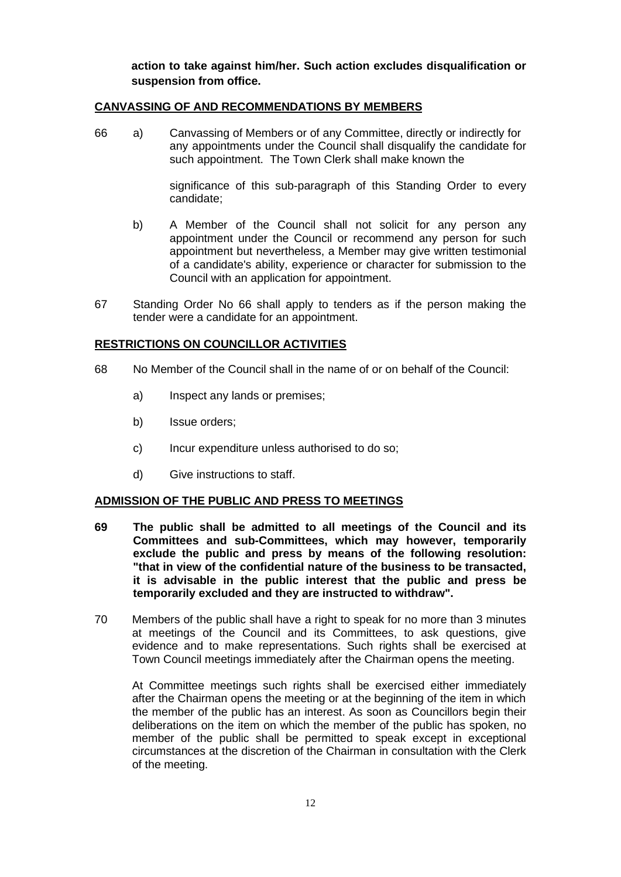**action to take against him/her. Such action excludes disqualification or suspension from office.**

## CANVASSING OF AND RECOMMENDATIONS BY MEMBERS

66 a) Canvassing of Members or of any Committee, directly or indirectly for any appointments under the Council shall disqualify the candidate for such appointment. The Town Clerk shall make known the significance of this sub-paragraph of this Standing Order to every candidate;

b) A Member of the Council shall not solicit for any person any appointment under the Council or recommend any person for such appointment but nevertheless, a Member may give written testimonial of a candidate's ability, experience or character for submission to the Council with an application for appointment.

67 Standing Order No 66 shall apply to tenders as if the person making the tender were a candidate for an appointment.

## RESTRICTIONS ON COUNCILLOR ACTIVITIES

68 No Member of the Council shall in the name of or on behalf of the Council:

a) Inspect any lands or premises;

b) Issue orders;

c) Incur expenditure unless authorised to do so;

d) Give instructions to staff.

## ADMISSION OF THE PUBLIC AND PRESS TO MEETINGS

**69 The public shall be admitted to all meetings of the Council and its Committees and sub-Committees, which may however, temporarily exclude the public and press by means of the following resolution: "that in view of the confidential nature of the business to be transacted, it is advisable in the public interest that the public and press be temporarily excluded and they are instructed to withdraw".**

70 Members of the public shall have a right to speak for no more than 3 minutes at meetings of the Council and its Committees, to ask questions, give evidence and to make representations. Such rights shall be exercised at Town Council meetings immediately after the Chairman opens the meeting.

At Committee meetings such rights shall be exercised either immediately after the Chairman opens the meeting or at the beginning of the item in which the member of the public has an interest. As soon as Councillors begin their deliberations on the item on which the member of the public has spoken, no member of the public shall be permitted to speak except in exceptional circumstances at the discretion of the Chairman in consultation with the Clerk of the meeting.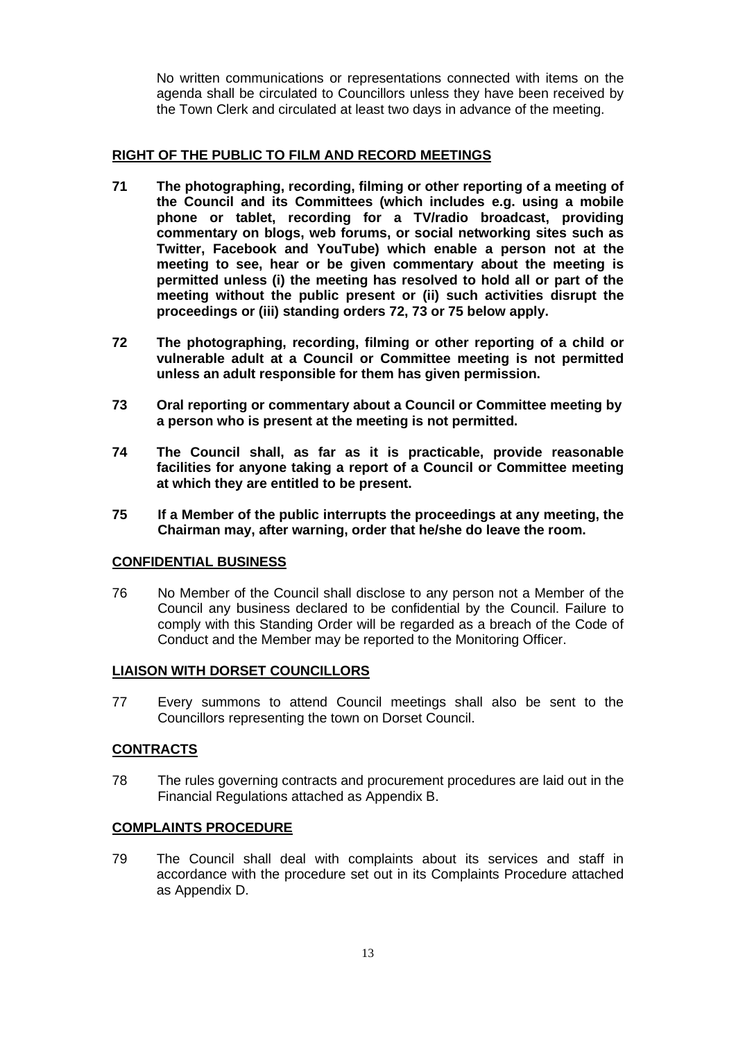No written communications or representations connected with items on the agenda shall be circulated to Councillors unless they have been received by the Town Clerk and circulated at least two days in advance of the meeting.

## RIGHT OF THE PUBLIC TO FILM AND RECORD MEETINGS

**71 The photographing, recording, filming or other reporting of a meeting of the Council and its Committees (which includes e.g. using a mobile phone or tablet, recording for a TV/radio broadcast, providing commentary on blogs, web forums, or social networking sites such as Twitter, Facebook and YouTube) which enable a person not at the meeting to see, hear or be given commentary about the meeting is permitted unless (i) the meeting has resolved to hold all or part of the meeting without the public present or (ii) such activities disrupt the proceedings or (iii) standing orders 72, 73 or 75 below apply.**

**72 The photographing, recording, filming or other reporting of a child or vulnerable adult at a Council or Committee meeting is not permitted unless an adult responsible for them has given permission.**

**73 Oral reporting or commentary about a Council or Committee meeting by a person who is present at the meeting is not permitted.**

**74 The Council shall, as far as it is practicable, provide reasonable facilities for anyone taking a report of a Council or Committee meeting at which they are entitled to be present.**

**75 If a Member of the public interrupts the proceedings at any meeting, the Chairman may, after warning, order that he/she do leave the room.**

## CONFIDENTIAL BUSINESS

76 No Member of the Council shall disclose to any person not a Member of the Council any business declared to be confidential by the Council. Failure to comply with this Standing Order will be regarded as a breach of the Code of Conduct and the Member may be reported to the Monitoring Officer.

## LIAISON WITH DORSET COUNCILLORS

77 Every summons to attend Council meetings shall also be sent to the Councillors representing the town on Dorset Council.

## CONTRACTS

78 The rules governing contracts and procurement procedures are laid out in the Financial Regulations attached as Appendix B.

## COMPLAINTS PROCEDURE

79 The Council shall deal with complaints about its services and staff in accordance with the procedure set out in its Complaints Procedure attached as Appendix D.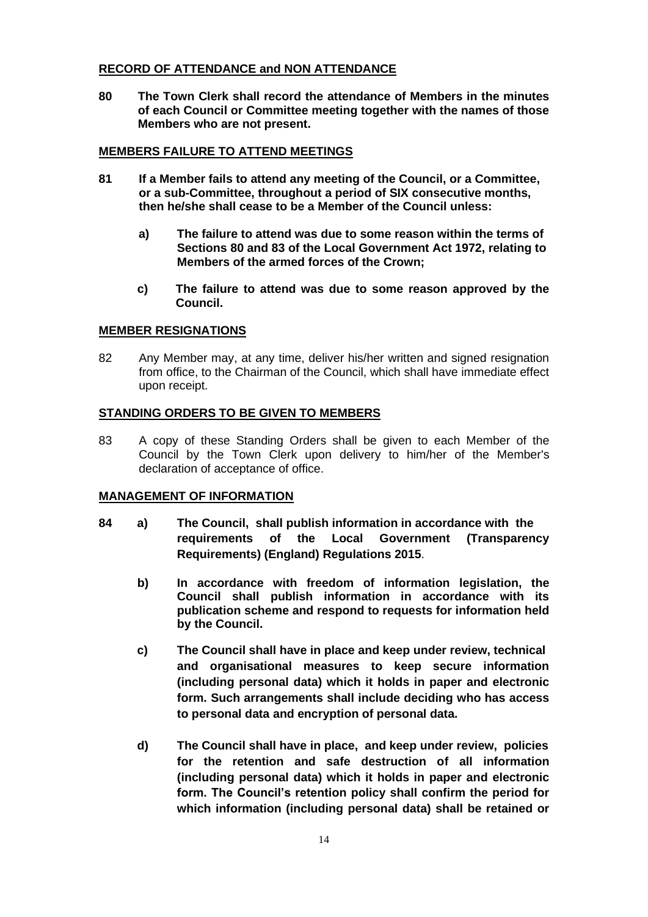**RECORD OF ATTENDANCE and NON ATTENDANCE**

**80 The Town Clerk shall record the attendance of Members in the minutes of each Council or Committee meeting together with the names of those Members who are not present.**

**MEMBERS FAILURE TO ATTEND MEETINGS**

**81 If a Member fails to attend any meeting of the Council, or a Committee, or a sub-Committee, throughout a period of SIX consecutive months, then he/she shall cease to be a Member of the Council unless:**

**a) The failure to attend was due to some reason within the terms of Sections 80 and 83 of the Local Government Act 1972, relating to Members of the armed forces of the Crown;**

**c) The failure to attend was due to some reason approved by the Council.**

**MEMBER RESIGNATIONS**

82 Any Member may, at any time, deliver his/her written and signed resignation from office, to the Chairman of the Council, which shall have immediate effect upon receipt.

**STANDING ORDERS TO BE GIVEN TO MEMBERS**

83 A copy of these Standing Orders shall be given to each Member of the Council by the Town Clerk upon delivery to him/her of the Member's declaration of acceptance of office.

**MANAGEMENT OF INFORMATION**

**84 a) The Council, shall publish information in accordance with the requirements of the Local Government (Transparency Requirements) (England) Regulations 2015**.

**b) In accordance with freedom of information legislation, the Council shall publish information in accordance with its publication scheme and respond to requests for information held by the Council.**

**c) The Council shall have in place and keep under review, technical and organisational measures to keep secure information (including personal data) which it holds in paper and electronic form. Such arrangements shall include deciding who has access to personal data and encryption of personal data.**

**d) The Council shall have in place, and keep under review, policies for the retention and safe destruction of all information (including personal data) which it holds in paper and electronic form. The Council's retention policy shall confirm the period for which information (including personal data) shall be retained or**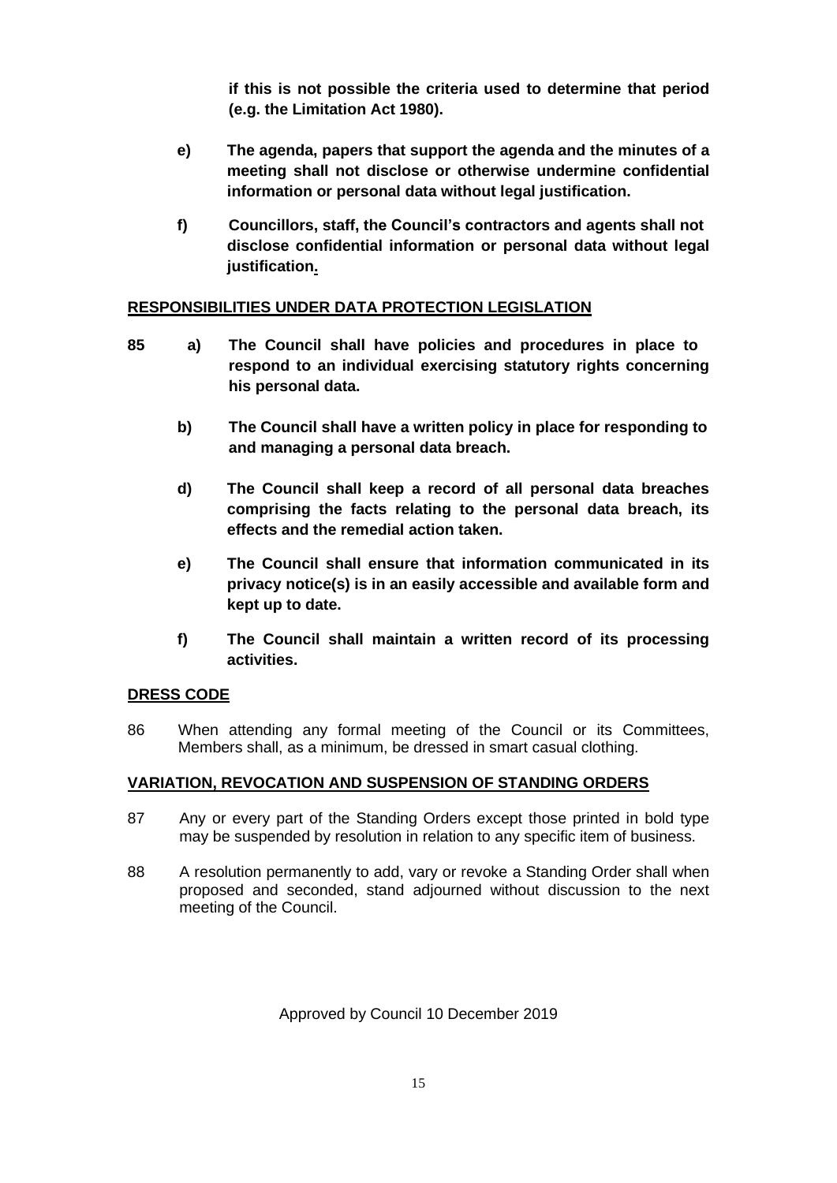**if this is not possible the criteria used to determine that period (e.g. the Limitation Act 1980).**

**e) The agenda, papers that support the agenda and the minutes of a meeting shall not disclose or otherwise undermine confidential information or personal data without legal justification.**

**f) Councillors, staff, the Council's contractors and agents shall not disclose confidential information or personal data without legal justification.**

## RESPONSIBILITIES UNDER DATA PROTECTION LEGISLATION

**85 a) The Council shall have policies and procedures in place to respond to an individual exercising statutory rights concerning his personal data.**

**b) The Council shall have a written policy in place for responding to and managing a personal data breach.**

**d) The Council shall keep a record of all personal data breaches comprising the facts relating to the personal data breach, its effects and the remedial action taken.**

**e) The Council shall ensure that information communicated in its privacy notice(s) is in an easily accessible and available form and kept up to date.**

**f) The Council shall maintain a written record of its processing activities.**

## DRESS CODE

86 When attending any formal meeting of the Council or its Committees, Members shall, as a minimum, be dressed in smart casual clothing.

## VARIATION, REVOCATION AND SUSPENSION OF STANDING ORDERS

87 Any or every part of the Standing Orders except those printed in bold type may be suspended by resolution in relation to any specific item of business.

88 A resolution permanently to add, vary or revoke a Standing Order shall when proposed and seconded, stand adjourned without discussion to the next meeting of the Council.

Approved by Council 10 December 2019